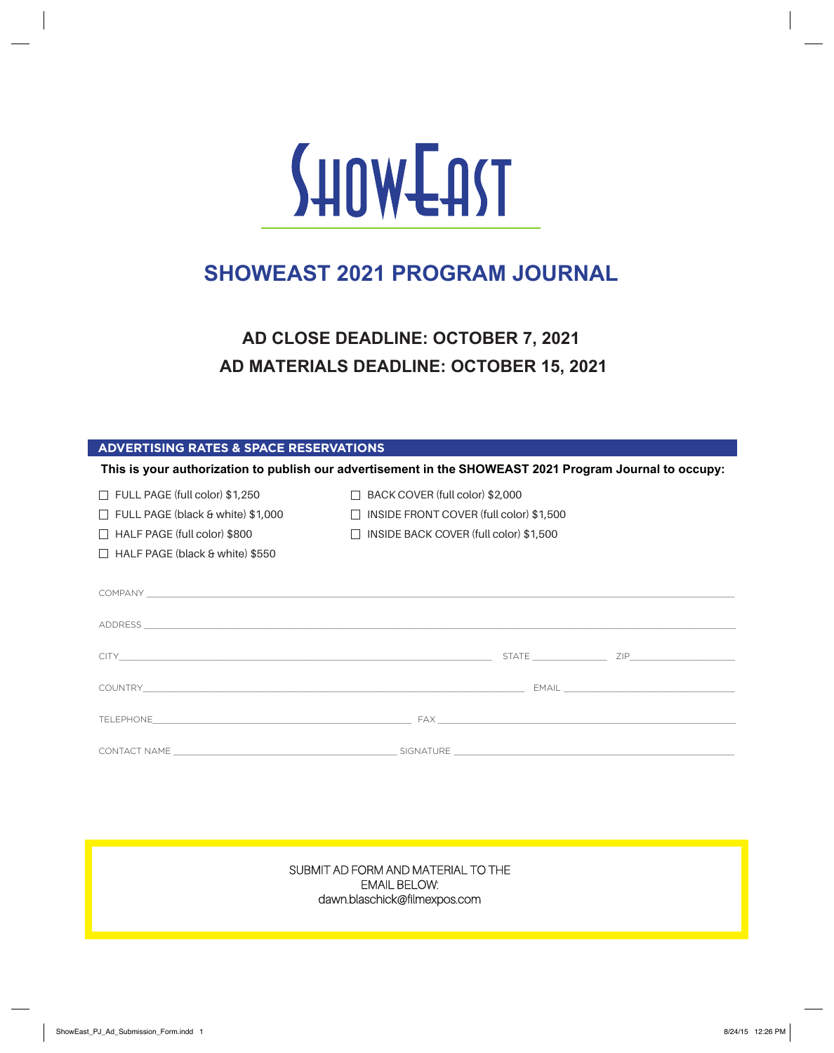# SHOWEAST

## SHOWEAST 2021 PROGRAM JOURNAL

### AD CLOSE DEADLINE: OCTOBER 7, 2021
### AD MATERIALS DEADLINE: OCTOBER 15, 2021

**ADVERTISING RATES & SPACE RESERVATIONS**

**This is your authorization to publish our advertisement in the SHOWEAST 2021 Program Journal to occupy:**

- ☐ FULL PAGE (full color) $1,250
- ☐ FULL PAGE (black & white) $1,000
- ☐ HALF PAGE (full color) $800
- ☐ HALF PAGE (black & white) $550
- ☐ BACK COVER (full color) $2,000
- ☐ INSIDE FRONT COVER (full color) $1,500
- ☐ INSIDE BACK COVER (full color) $1,500

COMPANY ______________________________________________

ADDRESS ______________________________________________

CITY ______________________ STATE __________ ZIP __________

COUNTRY ______________________ EMAIL ______________________

TELEPHONE ______________________ FAX ______________________

CONTACT NAME ______________________ SIGNATURE ______________________

SUBMIT AD FORM AND MATERIAL TO THE EMAIL BELOW:
dawn.blaschick@filmexpos.com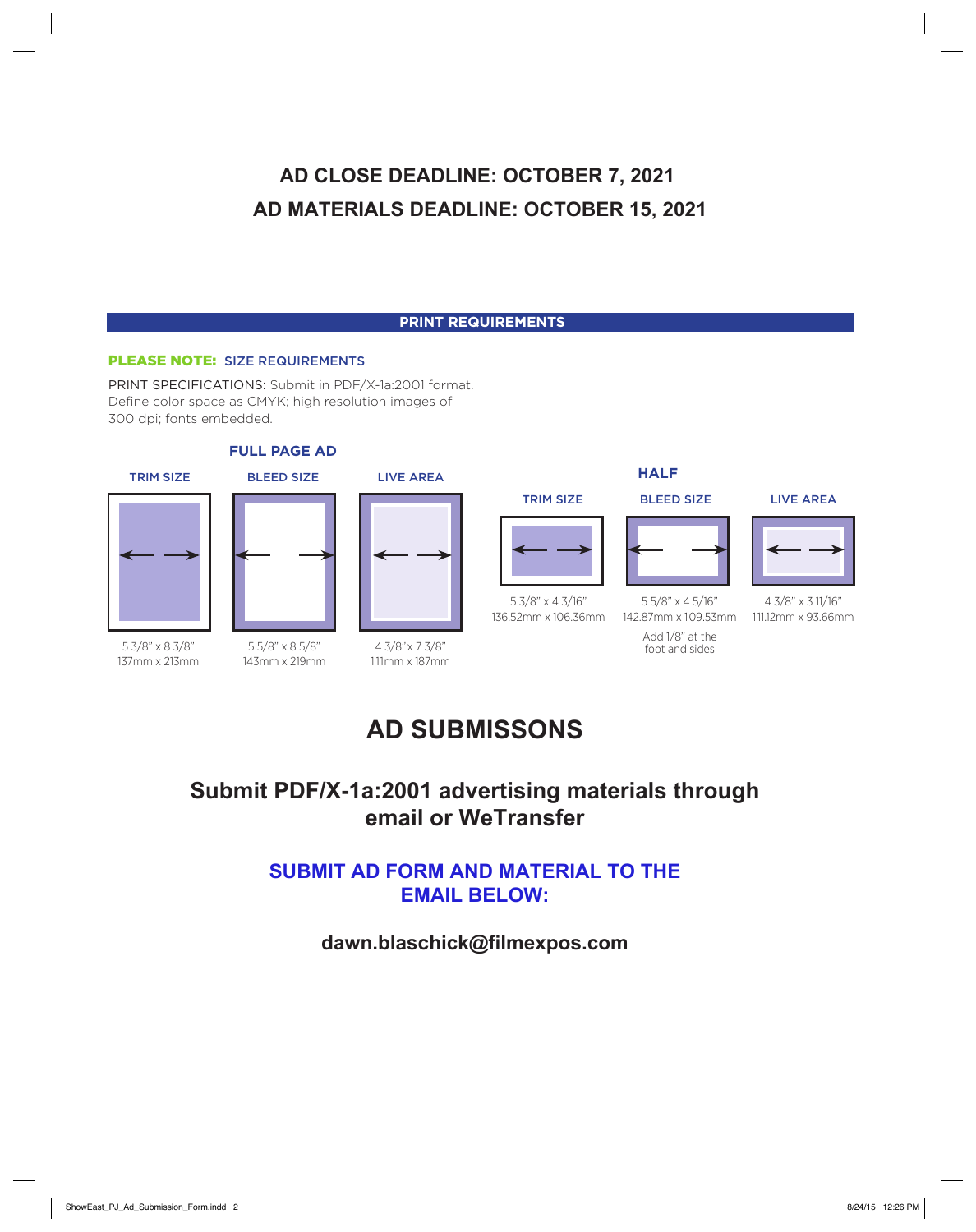## AD CLOSE DEADLINE: OCTOBER 7, 2021

## AD MATERIALS DEADLINE: OCTOBER 15, 2021

### PRINT REQUIREMENTS

**PLEASE NOTE:** SIZE REQUIREMENTS

PRINT SPECIFICATIONS: Submit in PDF/X-1a:2001 format. Define color space as CMYK; high resolution images of 300 dpi; fonts embedded.

**FULL PAGE AD**

TRIM SIZE

5 3/8" x 8 3/8"
137mm x 213mm

BLEED SIZE

5 5/8" x 8 5/8"
143mm x 219mm

LIVE AREA

4 3/8" x 7 3/8"
111mm x 187mm

**HALF**

TRIM SIZE

5 3/8" x 4 3/16"
136.52mm x 106.36mm

BLEED SIZE

5 5/8" x 4 5/16"
142.87mm x 109.53mm
Add 1/8" at the foot and sides

LIVE AREA

4 3/8" x 3 11/16"
111.12mm x 93.66mm

# AD SUBMISSONS

## Submit PDF/X-1a:2001 advertising materials through email or WeTransfer

### SUBMIT AD FORM AND MATERIAL TO THE EMAIL BELOW:

**dawn.blaschick@filmexpos.com**